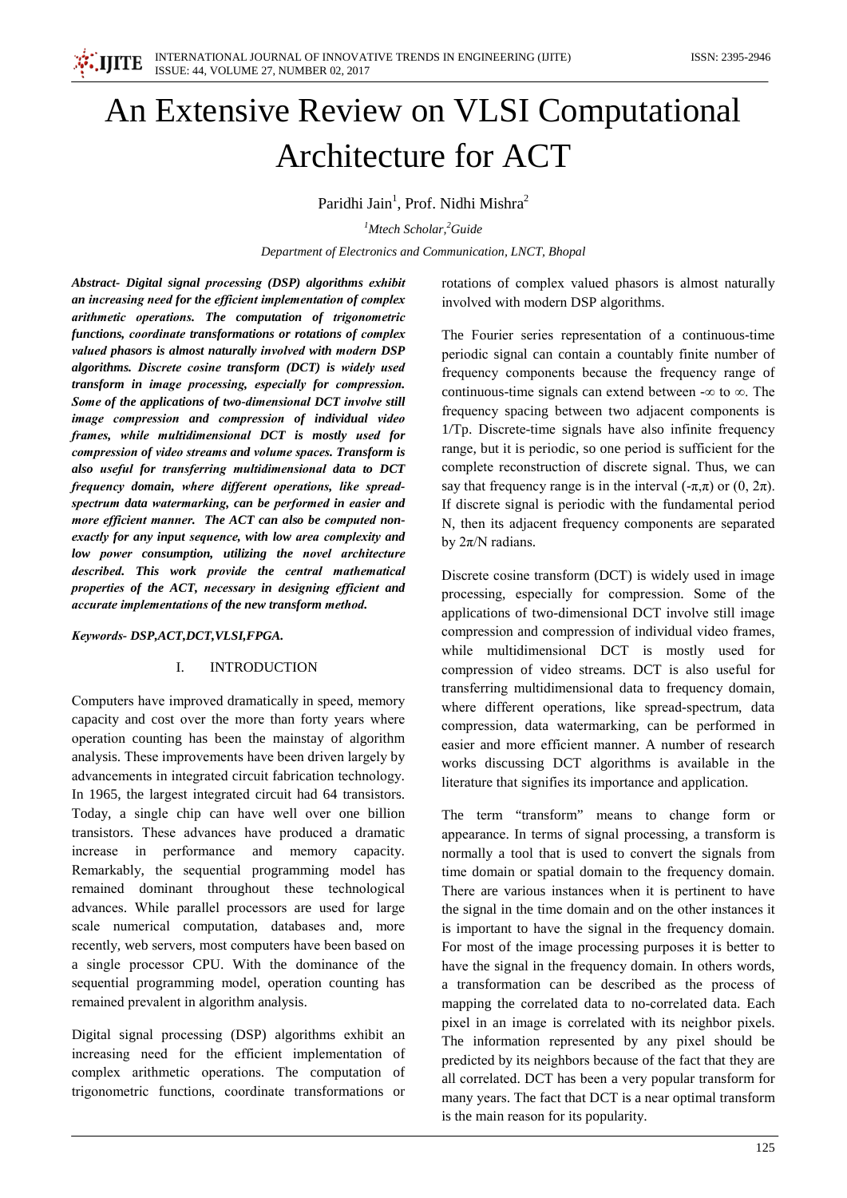# An Extensive Review on VLSI Computational Architecture for ACT

Paridhi Jain[1], Prof. Nidhi Mishra[2]

[1]*Mtech Scholar,*[2]*Guide*

*Department of Electronics and Communication, LNCT, Bhopal*

***Abstract- Digital signal processing (DSP) algorithms exhibit an increasing need for the efficient implementation of complex arithmetic operations. The computation of trigonometric functions, coordinate transformations or rotations of complex valued phasors is almost naturally involved with modern DSP algorithms. Discrete cosine transform (DCT) is widely used transform in image processing, especially for compression. Some of the applications of two-dimensional DCT involve still image compression and compression of individual video frames, while multidimensional DCT is mostly used for compression of video streams and volume spaces. Transform is also useful for transferring multidimensional data to DCT frequency domain, where different operations, like spread-spectrum data watermarking, can be performed in easier and more efficient manner. The ACT can also be computed non-exactly for any input sequence, with low area complexity and low power consumption, utilizing the novel architecture described. This work provide the central mathematical properties of the ACT, necessary in designing efficient and accurate implementations of the new transform method.***

***Keywords- DSP,ACT,DCT,VLSI,FPGA.***

## I. INTRODUCTION

Computers have improved dramatically in speed, memory capacity and cost over the more than forty years where operation counting has been the mainstay of algorithm analysis. These improvements have been driven largely by advancements in integrated circuit fabrication technology. In 1965, the largest integrated circuit had 64 transistors. Today, a single chip can have well over one billion transistors. These advances have produced a dramatic increase in performance and memory capacity. Remarkably, the sequential programming model has remained dominant throughout these technological advances. While parallel processors are used for large scale numerical computation, databases and, more recently, web servers, most computers have been based on a single processor CPU. With the dominance of the sequential programming model, operation counting has remained prevalent in algorithm analysis.

Digital signal processing (DSP) algorithms exhibit an increasing need for the efficient implementation of complex arithmetic operations. The computation of trigonometric functions, coordinate transformations or rotations of complex valued phasors is almost naturally involved with modern DSP algorithms.

The Fourier series representation of a continuous-time periodic signal can contain a countably finite number of frequency components because the frequency range of continuous-time signals can extend between $-\infty$ to $\infty$. The frequency spacing between two adjacent components is $1/T_p$. Discrete-time signals have also infinite frequency range, but it is periodic, so one period is sufficient for the complete reconstruction of discrete signal. Thus, we can say that frequency range is in the interval $(-\pi,\pi)$ or $(0, 2\pi)$. If discrete signal is periodic with the fundamental period N, then its adjacent frequency components are separated by $2\pi/N$ radians.

Discrete cosine transform (DCT) is widely used in image processing, especially for compression. Some of the applications of two-dimensional DCT involve still image compression and compression of individual video frames, while multidimensional DCT is mostly used for compression of video streams. DCT is also useful for transferring multidimensional data to frequency domain, where different operations, like spread-spectrum, data compression, data watermarking, can be performed in easier and more efficient manner. A number of research works discussing DCT algorithms is available in the literature that signifies its importance and application.

The term "transform" means to change form or appearance. In terms of signal processing, a transform is normally a tool that is used to convert the signals from time domain or spatial domain to the frequency domain. There are various instances when it is pertinent to have the signal in the time domain and on the other instances it is important to have the signal in the frequency domain. For most of the image processing purposes it is better to have the signal in the frequency domain. In others words, a transformation can be described as the process of mapping the correlated data to no-correlated data. Each pixel in an image is correlated with its neighbor pixels. The information represented by any pixel should be predicted by its neighbors because of the fact that they are all correlated. DCT has been a very popular transform for many years. The fact that DCT is a near optimal transform is the main reason for its popularity.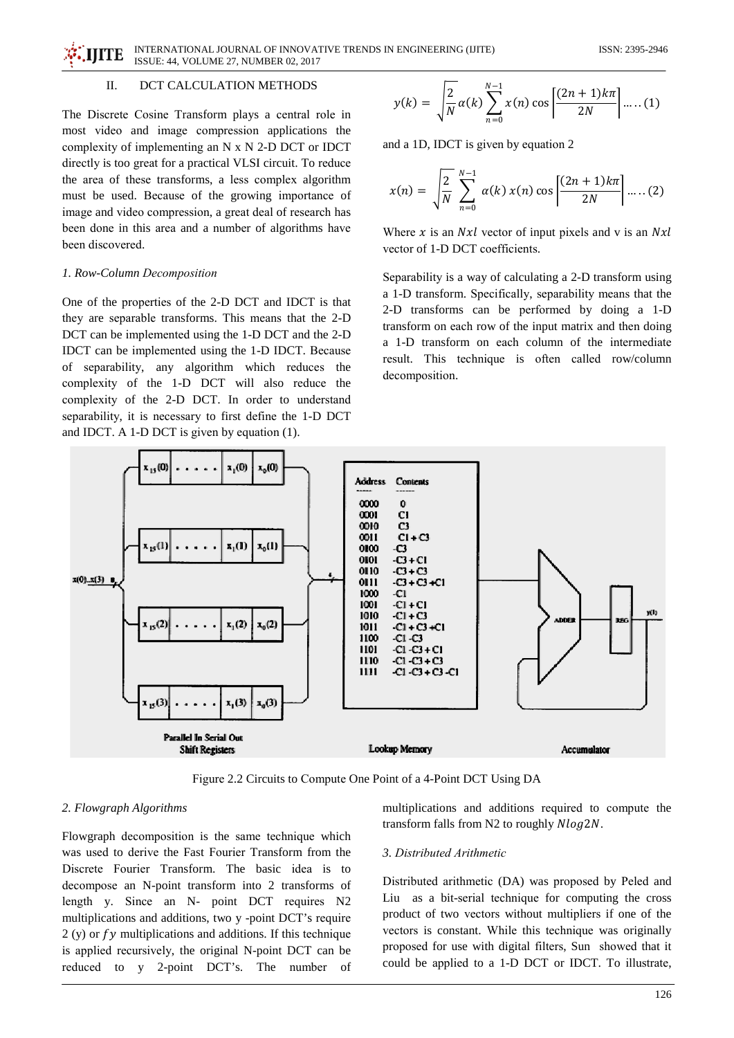## II. DCT CALCULATION METHODS

The Discrete Cosine Transform plays a central role in most video and image compression applications the complexity of implementing an N x N 2-D DCT or IDCT directly is too great for a practical VLSI circuit. To reduce the area of these transforms, a less complex algorithm must be used. Because of the growing importance of image and video compression, a great deal of research has been done in this area and a number of algorithms have been discovered.

### *1. Row-Column Decomposition*

One of the properties of the 2-D DCT and IDCT is that they are separable transforms. This means that the 2-D DCT can be implemented using the 1-D DCT and the 2-D IDCT can be implemented using the 1-D IDCT. Because of separability, any algorithm which reduces the complexity of the 1-D DCT will also reduce the complexity of the 2-D DCT. In order to understand separability, it is necessary to first define the 1-D DCT and IDCT. A 1-D DCT is given by equation (1).

$$y(k) = \sqrt{\frac{2}{N}}\alpha(k)\sum_{n=0}^{N-1} x(n)\cos\left[\frac{(2n+1)k\pi}{2N}\right] \dots\dots(1)$$

and a 1D, IDCT is given by equation 2

$$x(n) = \sqrt{\frac{2}{N}}\sum_{n=0}^{N-1} \alpha(k)\, x(n)\cos\left[\frac{(2n+1)k\pi}{2N}\right] \dots\dots(2)$$

Where $x$ is an $Nxl$ vector of input pixels and v is an $Nxl$ vector of 1-D DCT coefficients.

Separability is a way of calculating a 2-D transform using a 1-D transform. Specifically, separability means that the 2-D transforms can be performed by doing a 1-D transform on each row of the input matrix and then doing a 1-D transform on each column of the intermediate result. This technique is often called row/column decomposition.

| Address | Contents |
|---|---|
| 0000 | 0 |
| 0001 | C1 |
| 0010 | C3 |
| 0011 | C1 + C3 |
| 0100 | -C3 |
| 0101 | -C3 + C1 |
| 0110 | -C3 + C3 |
| 0111 | -C3 + C3 +C1 |
| 1000 | -C1 |
| 1001 | -C1 + C1 |
| 1010 | -C1 + C3 |
| 1011 | -C1 + C3 +C1 |
| 1100 | -C1 -C3 |
| 1101 | -C1 -C3 + C1 |
| 1110 | -C1 -C3 + C3 |
| 1111 | -C1 -C3 + C3 -C1 |

Figure 2.2 Circuits to Compute One Point of a 4-Point DCT Using DA

### *2. Flowgraph Algorithms*

Flowgraph decomposition is the same technique which was used to derive the Fast Fourier Transform from the Discrete Fourier Transform. The basic idea is to decompose an N-point transform into 2 transforms of length y. Since an N- point DCT requires N2 multiplications and additions, two y -point DCT's require 2 (y) or $fy$ multiplications and additions. If this technique is applied recursively, the original N-point DCT can be reduced to y 2-point DCT's. The number of multiplications and additions required to compute the transform falls from N2 to roughly $Nlog2N$.

### *3. Distributed Arithmetic*

Distributed arithmetic (DA) was proposed by Peled and Liu as a bit-serial technique for computing the cross product of two vectors without multipliers if one of the vectors is constant. While this technique was originally proposed for use with digital filters, Sun showed that it could be applied to a 1-D DCT or IDCT. To illustrate,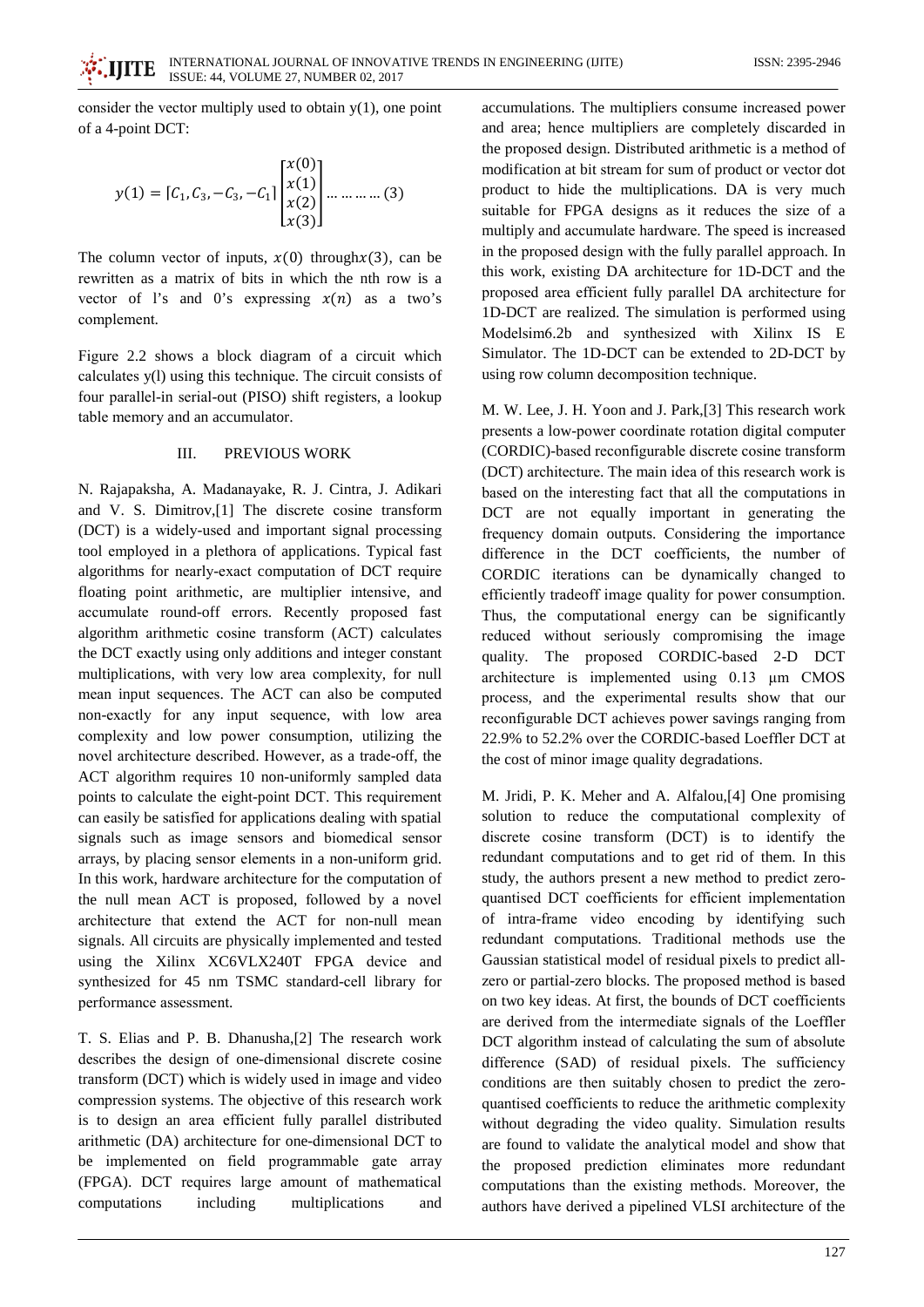consider the vector multiply used to obtain y(1), one point of a 4-point DCT:

$$y(1) = [C_1, C_3, -C_3, -C_1]\begin{bmatrix} x(0) \\ x(1) \\ x(2) \\ x(3) \end{bmatrix} \dots\dots\dots (3)$$

The column vector of inputs, $x(0)$ through$x(3)$, can be rewritten as a matrix of bits in which the nth row is a vector of l's and 0's expressing $x(n)$ as a two's complement.

Figure 2.2 shows a block diagram of a circuit which calculates y(l) using this technique. The circuit consists of four parallel-in serial-out (PISO) shift registers, a lookup table memory and an accumulator.

## III. PREVIOUS WORK

N. Rajapaksha, A. Madanayake, R. J. Cintra, J. Adikari and V. S. Dimitrov,[1] The discrete cosine transform (DCT) is a widely-used and important signal processing tool employed in a plethora of applications. Typical fast algorithms for nearly-exact computation of DCT require floating point arithmetic, are multiplier intensive, and accumulate round-off errors. Recently proposed fast algorithm arithmetic cosine transform (ACT) calculates the DCT exactly using only additions and integer constant multiplications, with very low area complexity, for null mean input sequences. The ACT can also be computed non-exactly for any input sequence, with low area complexity and low power consumption, utilizing the novel architecture described. However, as a trade-off, the ACT algorithm requires 10 non-uniformly sampled data points to calculate the eight-point DCT. This requirement can easily be satisfied for applications dealing with spatial signals such as image sensors and biomedical sensor arrays, by placing sensor elements in a non-uniform grid. In this work, hardware architecture for the computation of the null mean ACT is proposed, followed by a novel architecture that extend the ACT for non-null mean signals. All circuits are physically implemented and tested using the Xilinx XC6VLX240T FPGA device and synthesized for 45 nm TSMC standard-cell library for performance assessment.

T. S. Elias and P. B. Dhanusha,[2] The research work describes the design of one-dimensional discrete cosine transform (DCT) which is widely used in image and video compression systems. The objective of this research work is to design an area efficient fully parallel distributed arithmetic (DA) architecture for one-dimensional DCT to be implemented on field programmable gate array (FPGA). DCT requires large amount of mathematical computations including multiplications and accumulations. The multipliers consume increased power and area; hence multipliers are completely discarded in the proposed design. Distributed arithmetic is a method of modification at bit stream for sum of product or vector dot product to hide the multiplications. DA is very much suitable for FPGA designs as it reduces the size of a multiply and accumulate hardware. The speed is increased in the proposed design with the fully parallel approach. In this work, existing DA architecture for 1D-DCT and the proposed area efficient fully parallel DA architecture for 1D-DCT are realized. The simulation is performed using Modelsim6.2b and synthesized with Xilinx IS E Simulator. The 1D-DCT can be extended to 2D-DCT by using row column decomposition technique.

M. W. Lee, J. H. Yoon and J. Park,[3] This research work presents a low-power coordinate rotation digital computer (CORDIC)-based reconfigurable discrete cosine transform (DCT) architecture. The main idea of this research work is based on the interesting fact that all the computations in DCT are not equally important in generating the frequency domain outputs. Considering the importance difference in the DCT coefficients, the number of CORDIC iterations can be dynamically changed to efficiently tradeoff image quality for power consumption. Thus, the computational energy can be significantly reduced without seriously compromising the image quality. The proposed CORDIC-based 2-D DCT architecture is implemented using 0.13 μm CMOS process, and the experimental results show that our reconfigurable DCT achieves power savings ranging from 22.9% to 52.2% over the CORDIC-based Loeffler DCT at the cost of minor image quality degradations.

M. Jridi, P. K. Meher and A. Alfalou,[4] One promising solution to reduce the computational complexity of discrete cosine transform (DCT) is to identify the redundant computations and to get rid of them. In this study, the authors present a new method to predict zero-quantised DCT coefficients for efficient implementation of intra-frame video encoding by identifying such redundant computations. Traditional methods use the Gaussian statistical model of residual pixels to predict all-zero or partial-zero blocks. The proposed method is based on two key ideas. At first, the bounds of DCT coefficients are derived from the intermediate signals of the Loeffler DCT algorithm instead of calculating the sum of absolute difference (SAD) of residual pixels. The sufficiency conditions are then suitably chosen to predict the zero-quantised coefficients to reduce the arithmetic complexity without degrading the video quality. Simulation results are found to validate the analytical model and show that the proposed prediction eliminates more redundant computations than the existing methods. Moreover, the authors have derived a pipelined VLSI architecture of the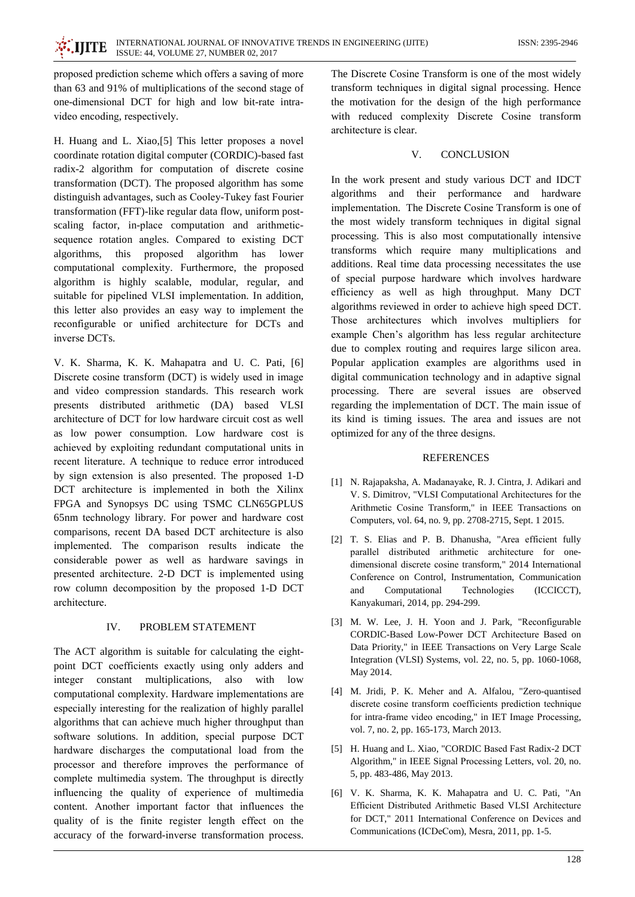proposed prediction scheme which offers a saving of more than 63 and 91% of multiplications of the second stage of one-dimensional DCT for high and low bit-rate intra-video encoding, respectively.

H. Huang and L. Xiao,[5] This letter proposes a novel coordinate rotation digital computer (CORDIC)-based fast radix-2 algorithm for computation of discrete cosine transformation (DCT). The proposed algorithm has some distinguish advantages, such as Cooley-Tukey fast Fourier transformation (FFT)-like regular data flow, uniform post-scaling factor, in-place computation and arithmetic-sequence rotation angles. Compared to existing DCT algorithms, this proposed algorithm has lower computational complexity. Furthermore, the proposed algorithm is highly scalable, modular, regular, and suitable for pipelined VLSI implementation. In addition, this letter also provides an easy way to implement the reconfigurable or unified architecture for DCTs and inverse DCTs.

V. K. Sharma, K. K. Mahapatra and U. C. Pati, [6] Discrete cosine transform (DCT) is widely used in image and video compression standards. This research work presents distributed arithmetic (DA) based VLSI architecture of DCT for low hardware circuit cost as well as low power consumption. Low hardware cost is achieved by exploiting redundant computational units in recent literature. A technique to reduce error introduced by sign extension is also presented. The proposed 1-D DCT architecture is implemented in both the Xilinx FPGA and Synopsys DC using TSMC CLN65GPLUS 65nm technology library. For power and hardware cost comparisons, recent DA based DCT architecture is also implemented. The comparison results indicate the considerable power as well as hardware savings in presented architecture. 2-D DCT is implemented using row column decomposition by the proposed 1-D DCT architecture.

## IV. PROBLEM STATEMENT

The ACT algorithm is suitable for calculating the eight-point DCT coefficients exactly using only adders and integer constant multiplications, also with low computational complexity. Hardware implementations are especially interesting for the realization of highly parallel algorithms that can achieve much higher throughput than software solutions. In addition, special purpose DCT hardware discharges the computational load from the processor and therefore improves the performance of complete multimedia system. The throughput is directly influencing the quality of experience of multimedia content. Another important factor that influences the quality of is the finite register length effect on the accuracy of the forward-inverse transformation process. The Discrete Cosine Transform is one of the most widely transform techniques in digital signal processing. Hence the motivation for the design of the high performance with reduced complexity Discrete Cosine transform architecture is clear.

## V. CONCLUSION

In the work present and study various DCT and IDCT algorithms and their performance and hardware implementation. The Discrete Cosine Transform is one of the most widely transform techniques in digital signal processing. This is also most computationally intensive transforms which require many multiplications and additions. Real time data processing necessitates the use of special purpose hardware which involves hardware efficiency as well as high throughput. Many DCT algorithms reviewed in order to achieve high speed DCT. Those architectures which involves multipliers for example Chen's algorithm has less regular architecture due to complex routing and requires large silicon area. Popular application examples are algorithms used in digital communication technology and in adaptive signal processing. There are several issues are observed regarding the implementation of DCT. The main issue of its kind is timing issues. The area and issues are not optimized for any of the three designs.

## REFERENCES

[1] N. Rajapaksha, A. Madanayake, R. J. Cintra, J. Adikari and V. S. Dimitrov, "VLSI Computational Architectures for the Arithmetic Cosine Transform," in IEEE Transactions on Computers, vol. 64, no. 9, pp. 2708-2715, Sept. 1 2015.

[2] T. S. Elias and P. B. Dhanusha, "Area efficient fully parallel distributed arithmetic architecture for one-dimensional discrete cosine transform," 2014 International Conference on Control, Instrumentation, Communication and Computational Technologies (ICCICCT), Kanyakumari, 2014, pp. 294-299.

[3] M. W. Lee, J. H. Yoon and J. Park, "Reconfigurable CORDIC-Based Low-Power DCT Architecture Based on Data Priority," in IEEE Transactions on Very Large Scale Integration (VLSI) Systems, vol. 22, no. 5, pp. 1060-1068, May 2014.

[4] M. Jridi, P. K. Meher and A. Alfalou, "Zero-quantised discrete cosine transform coefficients prediction technique for intra-frame video encoding," in IET Image Processing, vol. 7, no. 2, pp. 165-173, March 2013.

[5] H. Huang and L. Xiao, "CORDIC Based Fast Radix-2 DCT Algorithm," in IEEE Signal Processing Letters, vol. 20, no. 5, pp. 483-486, May 2013.

[6] V. K. Sharma, K. K. Mahapatra and U. C. Pati, "An Efficient Distributed Arithmetic Based VLSI Architecture for DCT," 2011 International Conference on Devices and Communications (ICDeCom), Mesra, 2011, pp. 1-5.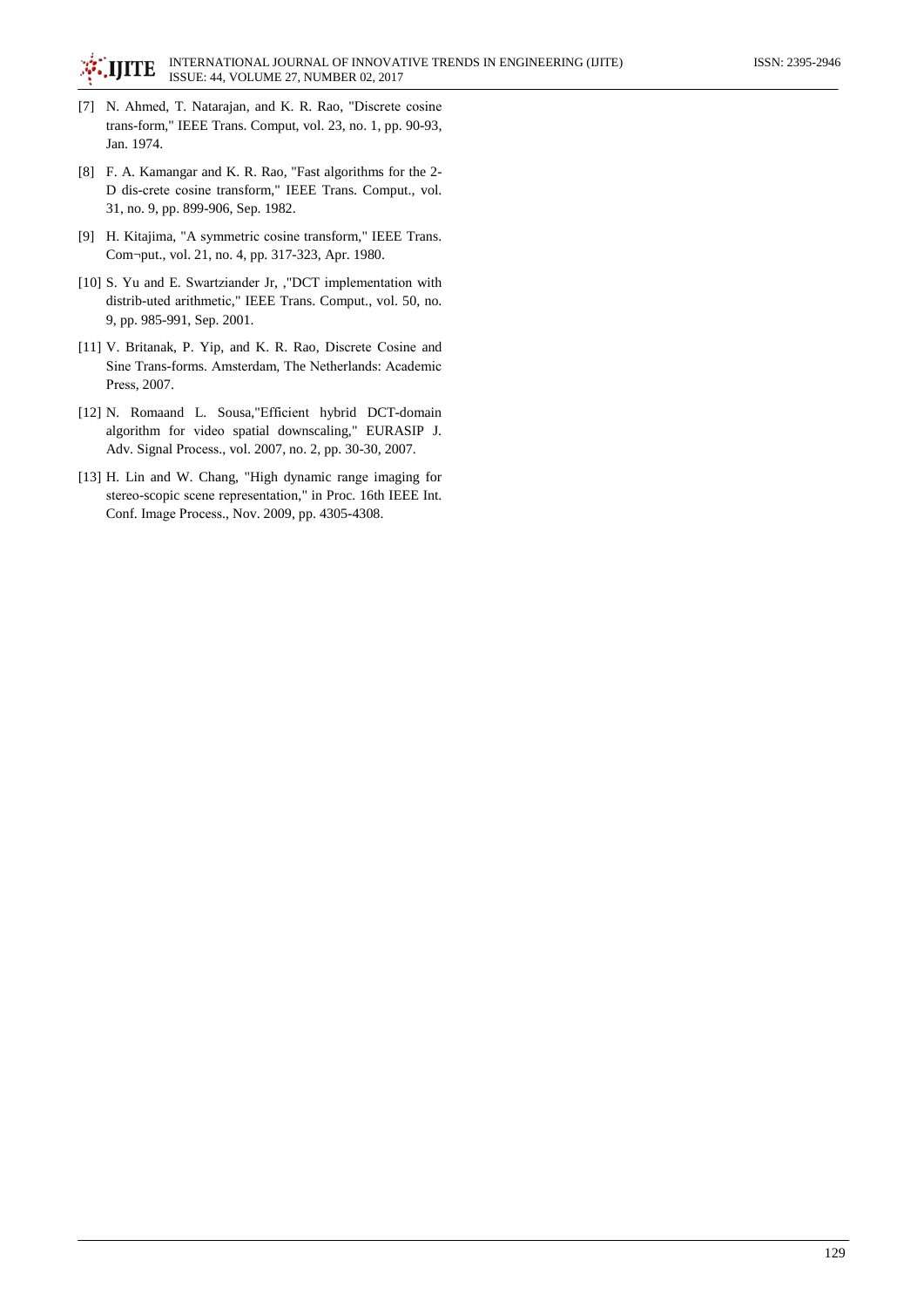[7] N. Ahmed, T. Natarajan, and K. R. Rao, "Discrete cosine trans-form," IEEE Trans. Comput, vol. 23, no. 1, pp. 90-93, Jan. 1974.

[8] F. A. Kamangar and K. R. Rao, "Fast algorithms for the 2-D dis-crete cosine transform," IEEE Trans. Comput., vol. 31, no. 9, pp. 899-906, Sep. 1982.

[9] H. Kitajima, "A symmetric cosine transform," IEEE Trans. Com¬put., vol. 21, no. 4, pp. 317-323, Apr. 1980.

[10] S. Yu and E. Swartziander Jr, ,"DCT implementation with distrib-uted arithmetic," IEEE Trans. Comput., vol. 50, no. 9, pp. 985-991, Sep. 2001.

[11] V. Britanak, P. Yip, and K. R. Rao, Discrete Cosine and Sine Trans-forms. Amsterdam, The Netherlands: Academic Press, 2007.

[12] N. Romaand L. Sousa,"Efficient hybrid DCT-domain algorithm for video spatial downscaling," EURASIP J. Adv. Signal Process., vol. 2007, no. 2, pp. 30-30, 2007.

[13] H. Lin and W. Chang, "High dynamic range imaging for stereo-scopic scene representation," in Proc. 16th IEEE Int. Conf. Image Process., Nov. 2009, pp. 4305-4308.